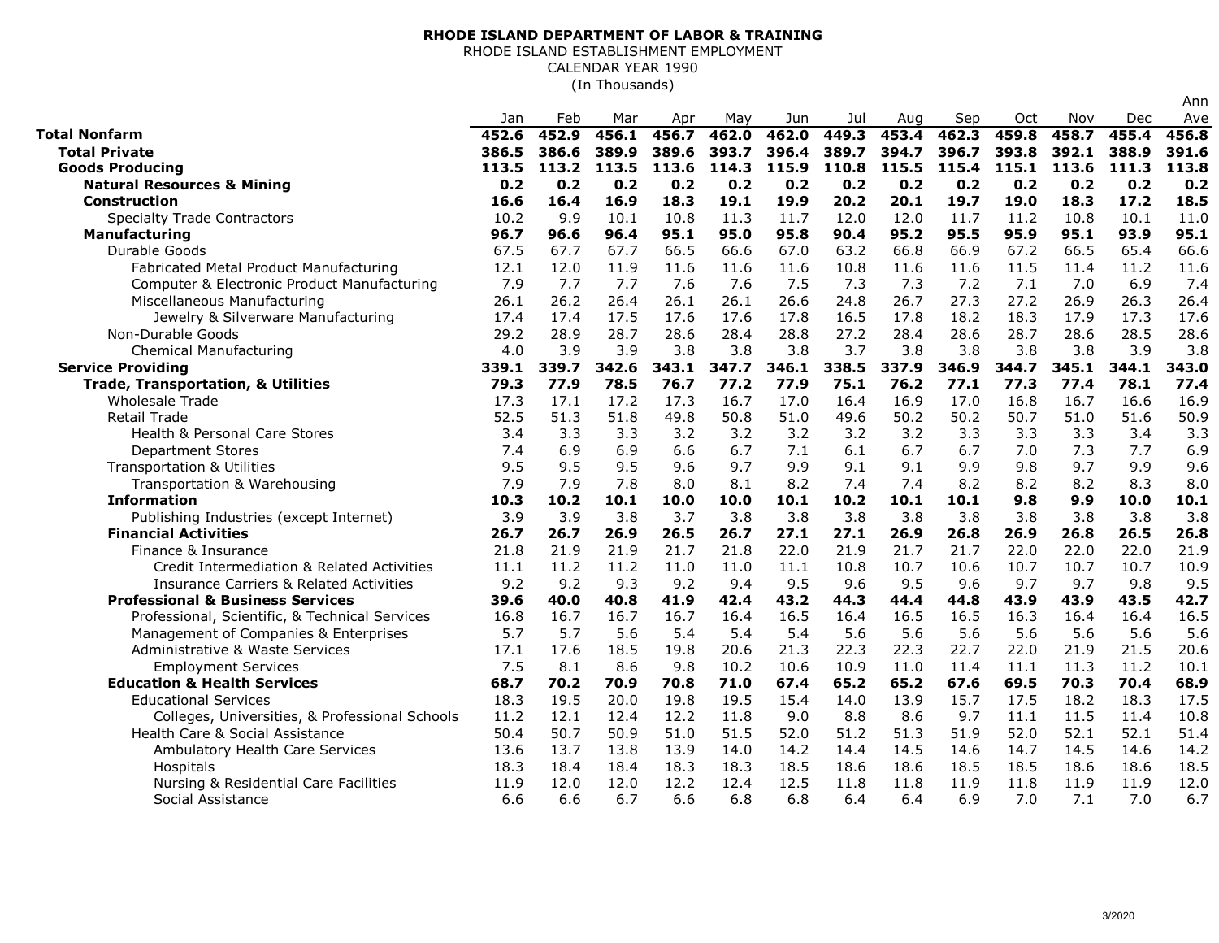**RHODE ISLAND DEPARTMENT OF LABOR & TRAINING**
RHODE ISLAND ESTABLISHMENT EMPLOYMENT
CALENDAR YEAR 1990
(In Thousands)

| | Jan | Feb | Mar | Apr | May | Jun | Jul | Aug | Sep | Oct | Nov | Dec | Ann Ave |
|---|---|---|---|---|---|---|---|---|---|---|---|---|---|
| **Total Nonfarm** | **452.6** | **452.9** | **456.1** | **456.7** | **462.0** | **462.0** | **449.3** | **453.4** | **462.3** | **459.8** | **458.7** | **455.4** | **456.8** |
| **Total Private** | **386.5** | **386.6** | **389.9** | **389.6** | **393.7** | **396.4** | **389.7** | **394.7** | **396.7** | **393.8** | **392.1** | **388.9** | **391.6** |
| **Goods Producing** | **113.5** | **113.2** | **113.5** | **113.6** | **114.3** | **115.9** | **110.8** | **115.5** | **115.4** | **115.1** | **113.6** | **111.3** | **113.8** |
| **Natural Resources & Mining** | **0.2** | **0.2** | **0.2** | **0.2** | **0.2** | **0.2** | **0.2** | **0.2** | **0.2** | **0.2** | **0.2** | **0.2** | **0.2** |
| **Construction** | **16.6** | **16.4** | **16.9** | **18.3** | **19.1** | **19.9** | **20.2** | **20.1** | **19.7** | **19.0** | **18.3** | **17.2** | **18.5** |
| Specialty Trade Contractors | 10.2 | 9.9 | 10.1 | 10.8 | 11.3 | 11.7 | 12.0 | 12.0 | 11.7 | 11.2 | 10.8 | 10.1 | 11.0 |
| **Manufacturing** | **96.7** | **96.6** | **96.4** | **95.1** | **95.0** | **95.8** | **90.4** | **95.2** | **95.5** | **95.9** | **95.1** | **93.9** | **95.1** |
| Durable Goods | 67.5 | 67.7 | 67.7 | 66.5 | 66.6 | 67.0 | 63.2 | 66.8 | 66.9 | 67.2 | 66.5 | 65.4 | 66.6 |
| Fabricated Metal Product Manufacturing | 12.1 | 12.0 | 11.9 | 11.6 | 11.6 | 11.6 | 10.8 | 11.6 | 11.6 | 11.5 | 11.4 | 11.2 | 11.6 |
| Computer & Electronic Product Manufacturing | 7.9 | 7.7 | 7.7 | 7.6 | 7.6 | 7.5 | 7.3 | 7.3 | 7.2 | 7.1 | 7.0 | 6.9 | 7.4 |
| Miscellaneous Manufacturing | 26.1 | 26.2 | 26.4 | 26.1 | 26.1 | 26.6 | 24.8 | 26.7 | 27.3 | 27.2 | 26.9 | 26.3 | 26.4 |
| Jewelry & Silverware Manufacturing | 17.4 | 17.4 | 17.5 | 17.6 | 17.6 | 17.8 | 16.5 | 17.8 | 18.2 | 18.3 | 17.9 | 17.3 | 17.6 |
| Non-Durable Goods | 29.2 | 28.9 | 28.7 | 28.6 | 28.4 | 28.8 | 27.2 | 28.4 | 28.6 | 28.7 | 28.6 | 28.5 | 28.6 |
| Chemical Manufacturing | 4.0 | 3.9 | 3.9 | 3.8 | 3.8 | 3.8 | 3.7 | 3.8 | 3.8 | 3.8 | 3.8 | 3.9 | 3.8 |
| **Service Providing** | **339.1** | **339.7** | **342.6** | **343.1** | **347.7** | **346.1** | **338.5** | **337.9** | **346.9** | **344.7** | **345.1** | **344.1** | **343.0** |
| **Trade, Transportation, & Utilities** | **79.3** | **77.9** | **78.5** | **76.7** | **77.2** | **77.9** | **75.1** | **76.2** | **77.1** | **77.3** | **77.4** | **78.1** | **77.4** |
| Wholesale Trade | 17.3 | 17.1 | 17.2 | 17.3 | 16.7 | 17.0 | 16.4 | 16.9 | 17.0 | 16.8 | 16.7 | 16.6 | 16.9 |
| Retail Trade | 52.5 | 51.3 | 51.8 | 49.8 | 50.8 | 51.0 | 49.6 | 50.2 | 50.2 | 50.7 | 51.0 | 51.6 | 50.9 |
| Health & Personal Care Stores | 3.4 | 3.3 | 3.3 | 3.2 | 3.2 | 3.2 | 3.2 | 3.2 | 3.3 | 3.3 | 3.3 | 3.4 | 3.3 |
| Department Stores | 7.4 | 6.9 | 6.9 | 6.6 | 6.7 | 7.1 | 6.1 | 6.7 | 6.7 | 7.0 | 7.3 | 7.7 | 6.9 |
| Transportation & Utilities | 9.5 | 9.5 | 9.5 | 9.6 | 9.7 | 9.9 | 9.1 | 9.1 | 9.9 | 9.8 | 9.7 | 9.9 | 9.6 |
| Transportation & Warehousing | 7.9 | 7.9 | 7.8 | 8.0 | 8.1 | 8.2 | 7.4 | 7.4 | 8.2 | 8.2 | 8.2 | 8.3 | 8.0 |
| **Information** | **10.3** | **10.2** | **10.1** | **10.0** | **10.0** | **10.1** | **10.2** | **10.1** | **10.1** | **9.8** | **9.9** | **10.0** | **10.1** |
| Publishing Industries (except Internet) | 3.9 | 3.9 | 3.8 | 3.7 | 3.8 | 3.8 | 3.8 | 3.8 | 3.8 | 3.8 | 3.8 | 3.8 | 3.8 |
| **Financial Activities** | **26.7** | **26.7** | **26.9** | **26.5** | **26.7** | **27.1** | **27.1** | **26.9** | **26.8** | **26.9** | **26.8** | **26.5** | **26.8** |
| Finance & Insurance | 21.8 | 21.9 | 21.9 | 21.7 | 21.8 | 22.0 | 21.9 | 21.7 | 21.7 | 22.0 | 22.0 | 22.0 | 21.9 |
| Credit Intermediation & Related Activities | 11.1 | 11.2 | 11.2 | 11.0 | 11.0 | 11.1 | 10.8 | 10.7 | 10.6 | 10.7 | 10.7 | 10.7 | 10.9 |
| Insurance Carriers & Related Activities | 9.2 | 9.2 | 9.3 | 9.2 | 9.4 | 9.5 | 9.6 | 9.5 | 9.6 | 9.7 | 9.7 | 9.8 | 9.5 |
| **Professional & Business Services** | **39.6** | **40.0** | **40.8** | **41.9** | **42.4** | **43.2** | **44.3** | **44.4** | **44.8** | **43.9** | **43.9** | **43.5** | **42.7** |
| Professional, Scientific, & Technical Services | 16.8 | 16.7 | 16.7 | 16.7 | 16.4 | 16.5 | 16.4 | 16.5 | 16.5 | 16.3 | 16.4 | 16.4 | 16.5 |
| Management of Companies & Enterprises | 5.7 | 5.7 | 5.6 | 5.4 | 5.4 | 5.4 | 5.6 | 5.6 | 5.6 | 5.6 | 5.6 | 5.6 | 5.6 |
| Administrative & Waste Services | 17.1 | 17.6 | 18.5 | 19.8 | 20.6 | 21.3 | 22.3 | 22.3 | 22.7 | 22.0 | 21.9 | 21.5 | 20.6 |
| Employment Services | 7.5 | 8.1 | 8.6 | 9.8 | 10.2 | 10.6 | 10.9 | 11.0 | 11.4 | 11.1 | 11.3 | 11.2 | 10.1 |
| **Education & Health Services** | **68.7** | **70.2** | **70.9** | **70.8** | **71.0** | **67.4** | **65.2** | **65.2** | **67.6** | **69.5** | **70.3** | **70.4** | **68.9** |
| Educational Services | 18.3 | 19.5 | 20.0 | 19.8 | 19.5 | 15.4 | 14.0 | 13.9 | 15.7 | 17.5 | 18.2 | 18.3 | 17.5 |
| Colleges, Universities, & Professional Schools | 11.2 | 12.1 | 12.4 | 12.2 | 11.8 | 9.0 | 8.8 | 8.6 | 9.7 | 11.1 | 11.5 | 11.4 | 10.8 |
| Health Care & Social Assistance | 50.4 | 50.7 | 50.9 | 51.0 | 51.5 | 52.0 | 51.2 | 51.3 | 51.9 | 52.0 | 52.1 | 52.1 | 51.4 |
| Ambulatory Health Care Services | 13.6 | 13.7 | 13.8 | 13.9 | 14.0 | 14.2 | 14.4 | 14.5 | 14.6 | 14.7 | 14.5 | 14.6 | 14.2 |
| Hospitals | 18.3 | 18.4 | 18.4 | 18.3 | 18.3 | 18.5 | 18.6 | 18.6 | 18.5 | 18.5 | 18.6 | 18.6 | 18.5 |
| Nursing & Residential Care Facilities | 11.9 | 12.0 | 12.0 | 12.2 | 12.4 | 12.5 | 11.8 | 11.8 | 11.9 | 11.8 | 11.9 | 11.9 | 12.0 |
| Social Assistance | 6.6 | 6.6 | 6.7 | 6.6 | 6.8 | 6.8 | 6.4 | 6.4 | 6.9 | 7.0 | 7.1 | 7.0 | 6.7 |

3/2020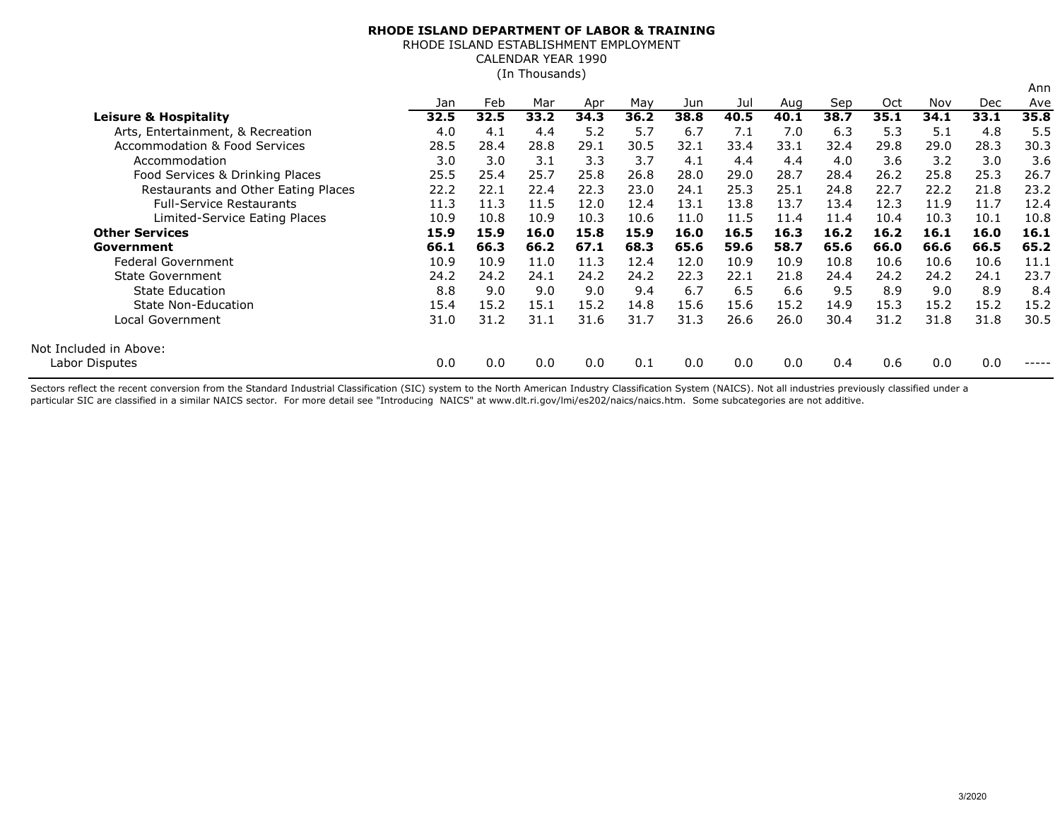**RHODE ISLAND DEPARTMENT OF LABOR & TRAINING**

RHODE ISLAND ESTABLISHMENT EMPLOYMENT

CALENDAR YEAR 1990

(In Thousands)

| | Jan | Feb | Mar | Apr | May | Jun | Jul | Aug | Sep | Oct | Nov | Dec | Ann Ave |
|---|---|---|---|---|---|---|---|---|---|---|---|---|---|
| **Leisure & Hospitality** | **32.5** | **32.5** | **33.2** | **34.3** | **36.2** | **38.8** | **40.5** | **40.1** | **38.7** | **35.1** | **34.1** | **33.1** | **35.8** |
| Arts, Entertainment, & Recreation | 4.0 | 4.1 | 4.4 | 5.2 | 5.7 | 6.7 | 7.1 | 7.0 | 6.3 | 5.3 | 5.1 | 4.8 | 5.5 |
| Accommodation & Food Services | 28.5 | 28.4 | 28.8 | 29.1 | 30.5 | 32.1 | 33.4 | 33.1 | 32.4 | 29.8 | 29.0 | 28.3 | 30.3 |
| Accommodation | 3.0 | 3.0 | 3.1 | 3.3 | 3.7 | 4.1 | 4.4 | 4.4 | 4.0 | 3.6 | 3.2 | 3.0 | 3.6 |
| Food Services & Drinking Places | 25.5 | 25.4 | 25.7 | 25.8 | 26.8 | 28.0 | 29.0 | 28.7 | 28.4 | 26.2 | 25.8 | 25.3 | 26.7 |
| Restaurants and Other Eating Places | 22.2 | 22.1 | 22.4 | 22.3 | 23.0 | 24.1 | 25.3 | 25.1 | 24.8 | 22.7 | 22.2 | 21.8 | 23.2 |
| Full-Service Restaurants | 11.3 | 11.3 | 11.5 | 12.0 | 12.4 | 13.1 | 13.8 | 13.7 | 13.4 | 12.3 | 11.9 | 11.7 | 12.4 |
| Limited-Service Eating Places | 10.9 | 10.8 | 10.9 | 10.3 | 10.6 | 11.0 | 11.5 | 11.4 | 11.4 | 10.4 | 10.3 | 10.1 | 10.8 |
| **Other Services** | **15.9** | **15.9** | **16.0** | **15.8** | **15.9** | **16.0** | **16.5** | **16.3** | **16.2** | **16.2** | **16.1** | **16.0** | **16.1** |
| **Government** | **66.1** | **66.3** | **66.2** | **67.1** | **68.3** | **65.6** | **59.6** | **58.7** | **65.6** | **66.0** | **66.6** | **66.5** | **65.2** |
| Federal Government | 10.9 | 10.9 | 11.0 | 11.3 | 12.4 | 12.0 | 10.9 | 10.9 | 10.8 | 10.6 | 10.6 | 10.6 | 11.1 |
| State Government | 24.2 | 24.2 | 24.1 | 24.2 | 24.2 | 22.3 | 22.1 | 21.8 | 24.4 | 24.2 | 24.2 | 24.1 | 23.7 |
| State Education | 8.8 | 9.0 | 9.0 | 9.0 | 9.4 | 6.7 | 6.5 | 6.6 | 9.5 | 8.9 | 9.0 | 8.9 | 8.4 |
| State Non-Education | 15.4 | 15.2 | 15.1 | 15.2 | 14.8 | 15.6 | 15.6 | 15.2 | 14.9 | 15.3 | 15.2 | 15.2 | 15.2 |
| Local Government | 31.0 | 31.2 | 31.1 | 31.6 | 31.7 | 31.3 | 26.6 | 26.0 | 30.4 | 31.2 | 31.8 | 31.8 | 30.5 |
| Not Included in Above: | | | | | | | | | | | | | |
| Labor Disputes | 0.0 | 0.0 | 0.0 | 0.0 | 0.1 | 0.0 | 0.0 | 0.0 | 0.4 | 0.6 | 0.0 | 0.0 | ----- |

Sectors reflect the recent conversion from the Standard Industrial Classification (SIC) system to the North American Industry Classification System (NAICS). Not all industries previously classified under a particular SIC are classified in a similar NAICS sector. For more detail see "Introducing NAICS" at www.dlt.ri.gov/lmi/es202/naics/naics.htm. Some subcategories are not additive.

3/2020